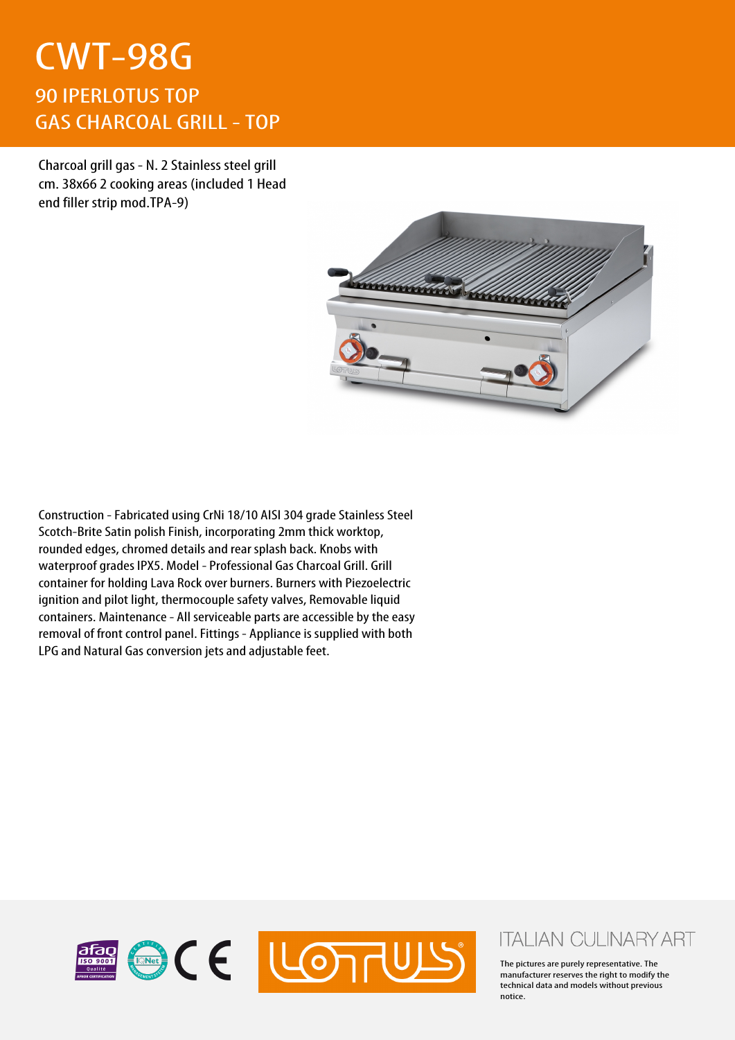# CWT-98G

## 90 IPERLOTUS TOP
## GAS CHARCOAL GRILL - TOP

Charcoal grill gas - N. 2 Stainless steel grill cm. 38x66 2 cooking areas (included 1 Head end filler strip mod.TPA-9)

Construction - Fabricated using CrNi 18/10 AISI 304 grade Stainless Steel Scotch-Brite Satin polish Finish, incorporating 2mm thick worktop, rounded edges, chromed details and rear splash back. Knobs with waterproof grades IPX5. Model - Professional Gas Charcoal Grill. Grill container for holding Lava Rock over burners. Burners with Piezoelectric ignition and pilot light, thermocouple safety valves, Removable liquid containers. Maintenance - All serviceable parts are accessible by the easy removal of front control panel. Fittings - Appliance is supplied with both LPG and Natural Gas conversion jets and adjustable feet.

ITALIAN CULINARY ART

The pictures are purely representative. The manufacturer reserves the right to modify the technical data and models without previous notice.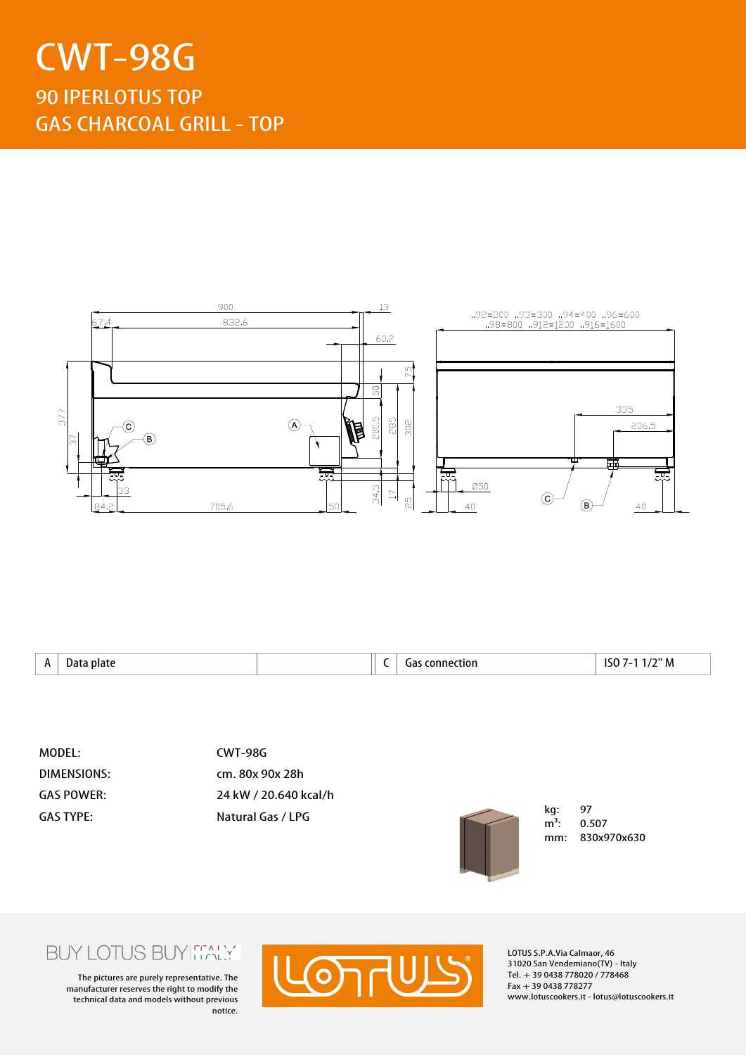# CWT-98G

## 90 IPERLOTUS TOP
## GAS CHARCOAL GRILL - TOP

900
13
67,4
832,6
60,2
75
377
50
200,5
285
302
37
C
B
A
33
34,5
17
25
84,2
705,6
50

..92=200 ..93=300 ..94=400 ..96=600
..98=800 ..912=1200 ..916=1600
335
206,5
Ø50
40
C
B
40

| | | | | | |
|---|---|---|---|---|---|
| A | Data plate | | C | Gas connection | ISO 7-1 1/2" M |

| | |
|---|---|
| MODEL: | CWT-98G |
| DIMENSIONS: | cm. 80x 90x 28h |
| GAS POWER: | 24 kW / 20.640 kcal/h |
| GAS TYPE: | Natural Gas / LPG |

| | |
|---|---|
| kg: | 97 |
| $m^3$: | 0.507 |
| mm: | 830x970x630 |

BUY LOTUS BUY ITALY

The pictures are purely representative. The manufacturer reserves the right to modify the technical data and models without previous notice.

LOTUS S.P.A.Via Calmaor, 46
31020 San Vendemiano(TV) - Italy
Tel. + 39 0438 778020 / 778468
Fax + 39 0438 778277
www.lotuscookers.it - lotus@lotuscookers.it